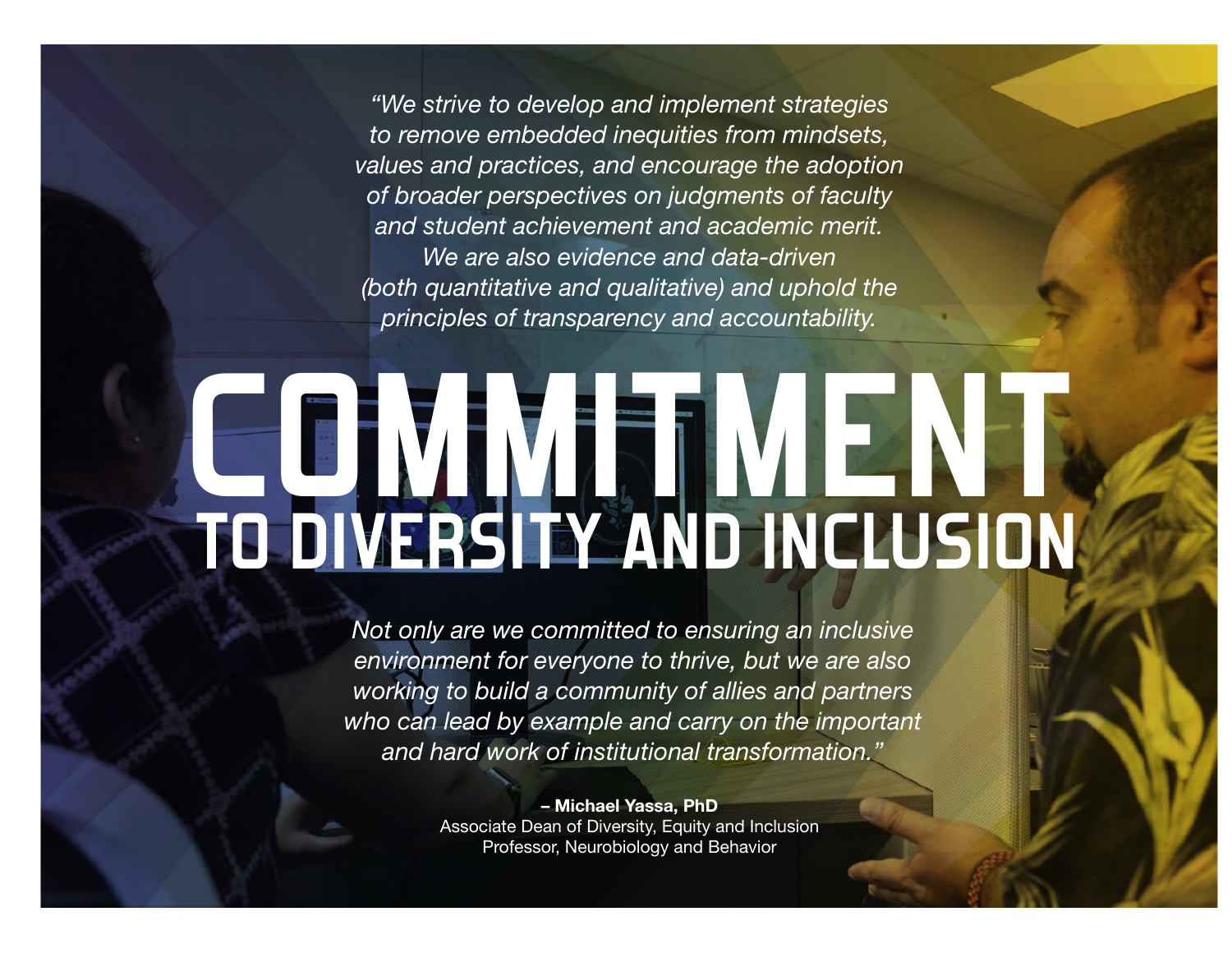*"We strive to develop and implement strategies to remove embedded inequities from mindsets, values and practices, and encourage the adoption of broader perspectives on judgments of faculty and student achievement and academic merit. We are also evidence and data-driven (both quantitative and qualitative) and uphold the principles of transparency and accountability.*

# COMMITMENT

## TO DIVERSITY AND INCLUSION

*Not only are we committed to ensuring an inclusive environment for everyone to thrive, but we are also working to build a community of allies and partners who can lead by example and carry on the important and hard work of institutional transformation."*

**– Michael Yassa, PhD**
Associate Dean of Diversity, Equity and Inclusion
Professor, Neurobiology and Behavior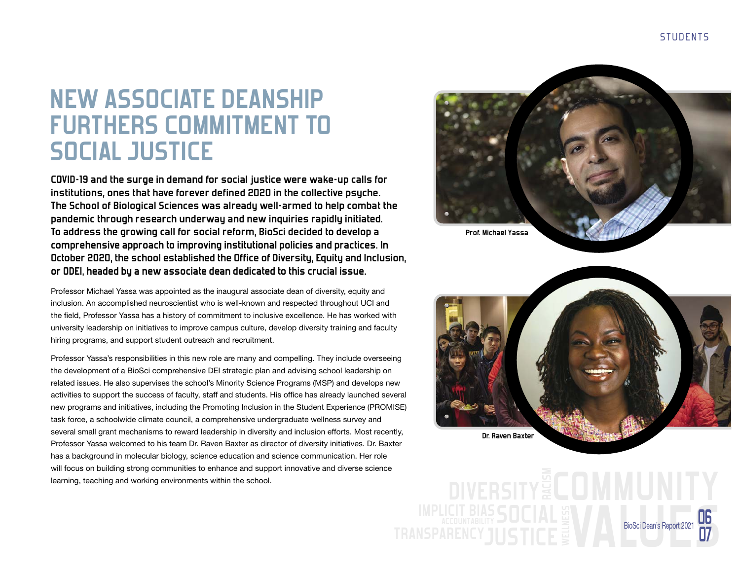# NEW ASSOCIATE DEANSHIP FURTHERS COMMITMENT TO SOCIAL JUSTICE

**COVID-19 and the surge in demand for social justice were wake-up calls for institutions, ones that have forever defined 2020 in the collective psyche. The School of Biological Sciences was already well-armed to help combat the pandemic through research underway and new inquiries rapidly initiated. To address the growing call for social reform, BioSci decided to develop a comprehensive approach to improving institutional policies and practices. In October 2020, the school established the Office of Diversity, Equity and Inclusion, or ODEI, headed by a new associate dean dedicated to this crucial issue.**

Professor Michael Yassa was appointed as the inaugural associate dean of diversity, equity and inclusion. An accomplished neuroscientist who is well-known and respected throughout UCI and the field, Professor Yassa has a history of commitment to inclusive excellence. He has worked with university leadership on initiatives to improve campus culture, develop diversity training and faculty hiring programs, and support student outreach and recruitment.

Professor Yassa's responsibilities in this new role are many and compelling. They include overseeing the development of a BioSci comprehensive DEI strategic plan and advising school leadership on related issues. He also supervises the school's Minority Science Programs (MSP) and develops new activities to support the success of faculty, staff and students. His office has already launched several new programs and initiatives, including the Promoting Inclusion in the Student Experience (PROMISE) task force, a schoolwide climate council, a comprehensive undergraduate wellness survey and several small grant mechanisms to reward leadership in diversity and inclusion efforts. Most recently, Professor Yassa welcomed to his team Dr. Raven Baxter as director of diversity initiatives. Dr. Baxter has a background in molecular biology, science education and science communication. Her role will focus on building strong communities to enhance and support innovative and diverse science learning, teaching and working environments within the school.

Prof. Michael Yassa

Dr. Raven Baxter